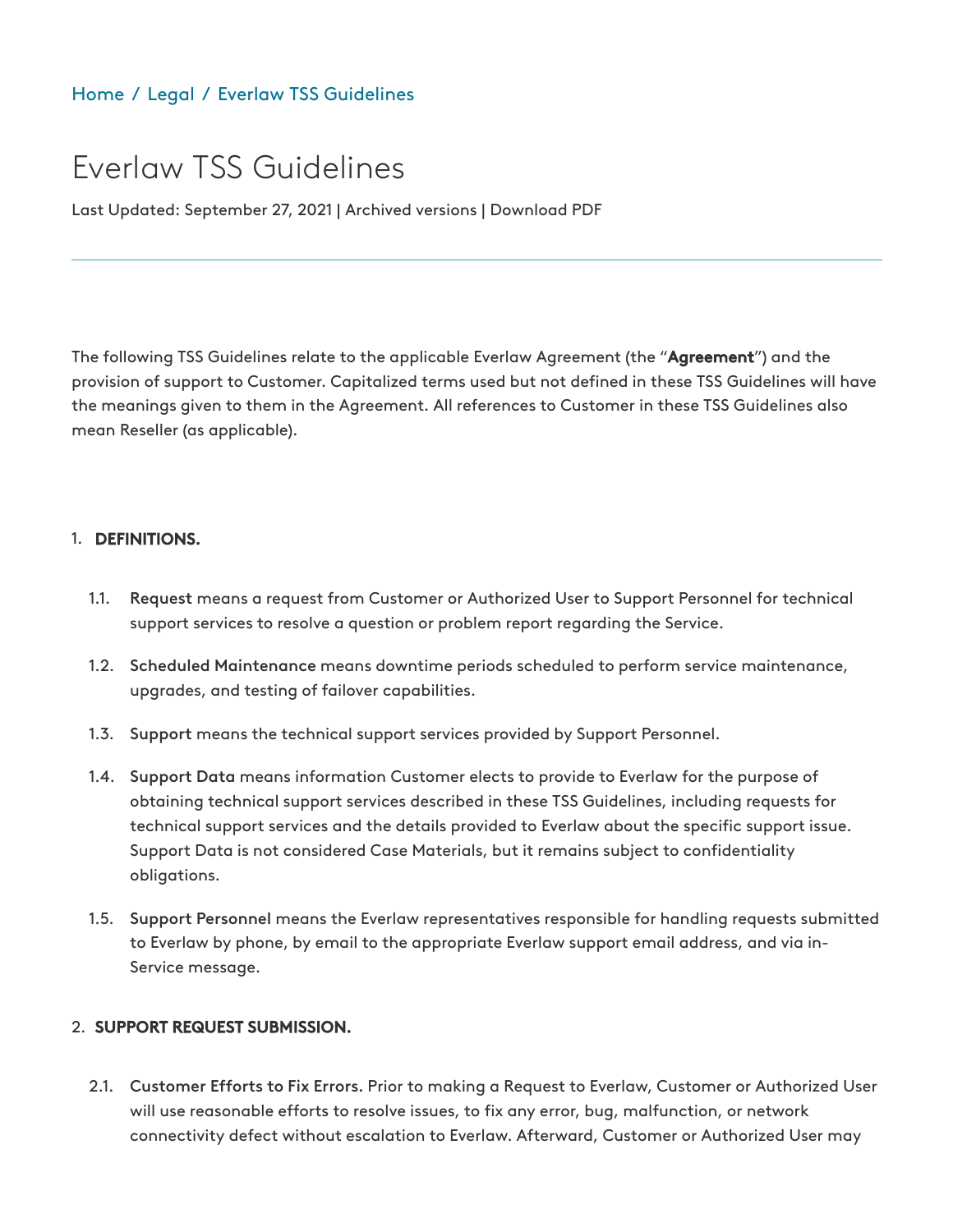Home / Legal / Everlaw TSS Guidelines

# Everlaw TSS Guidelines

Last Updated: September 27, 2021 | Archived versions | Download PDF

---

The following TSS Guidelines relate to the applicable Everlaw Agreement (the "**Agreement**") and the provision of support to Customer. Capitalized terms used but not defined in these TSS Guidelines will have the meanings given to them in the Agreement. All references to Customer in these TSS Guidelines also mean Reseller (as applicable).

## 1. DEFINITIONS.

1.1. **Request** means a request from Customer or Authorized User to Support Personnel for technical support services to resolve a question or problem report regarding the Service.

1.2. **Scheduled Maintenance** means downtime periods scheduled to perform service maintenance, upgrades, and testing of failover capabilities.

1.3. **Support** means the technical support services provided by Support Personnel.

1.4. **Support Data** means information Customer elects to provide to Everlaw for the purpose of obtaining technical support services described in these TSS Guidelines, including requests for technical support services and the details provided to Everlaw about the specific support issue. Support Data is not considered Case Materials, but it remains subject to confidentiality obligations.

1.5. **Support Personnel** means the Everlaw representatives responsible for handling requests submitted to Everlaw by phone, by email to the appropriate Everlaw support email address, and via in-Service message.

## 2. SUPPORT REQUEST SUBMISSION.

2.1. **Customer Efforts to Fix Errors.** Prior to making a Request to Everlaw, Customer or Authorized User will use reasonable efforts to resolve issues, to fix any error, bug, malfunction, or network connectivity defect without escalation to Everlaw. Afterward, Customer or Authorized User may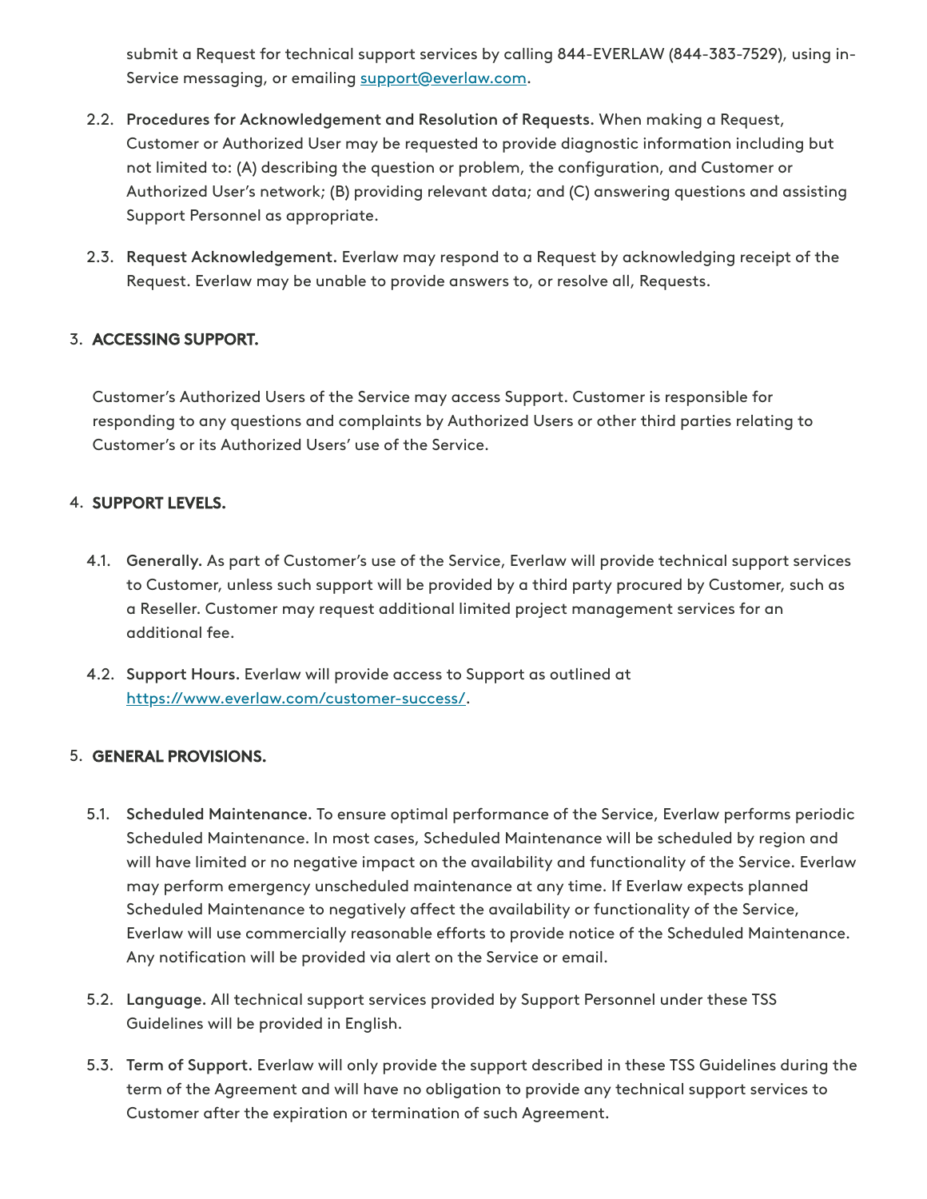submit a Request for technical support services by calling 844-EVERLAW (844-383-7529), using in-Service messaging, or emailing support@everlaw.com.

2.2. **Procedures for Acknowledgement and Resolution of Requests.** When making a Request, Customer or Authorized User may be requested to provide diagnostic information including but not limited to: (A) describing the question or problem, the configuration, and Customer or Authorized User's network; (B) providing relevant data; and (C) answering questions and assisting Support Personnel as appropriate.

2.3. **Request Acknowledgement.** Everlaw may respond to a Request by acknowledging receipt of the Request. Everlaw may be unable to provide answers to, or resolve all, Requests.

## 3. ACCESSING SUPPORT.

Customer's Authorized Users of the Service may access Support. Customer is responsible for responding to any questions and complaints by Authorized Users or other third parties relating to Customer's or its Authorized Users' use of the Service.

## 4. SUPPORT LEVELS.

4.1. **Generally.** As part of Customer's use of the Service, Everlaw will provide technical support services to Customer, unless such support will be provided by a third party procured by Customer, such as a Reseller. Customer may request additional limited project management services for an additional fee.

4.2. **Support Hours.** Everlaw will provide access to Support as outlined at https://www.everlaw.com/customer-success/.

## 5. GENERAL PROVISIONS.

5.1. **Scheduled Maintenance.** To ensure optimal performance of the Service, Everlaw performs periodic Scheduled Maintenance. In most cases, Scheduled Maintenance will be scheduled by region and will have limited or no negative impact on the availability and functionality of the Service. Everlaw may perform emergency unscheduled maintenance at any time. If Everlaw expects planned Scheduled Maintenance to negatively affect the availability or functionality of the Service, Everlaw will use commercially reasonable efforts to provide notice of the Scheduled Maintenance. Any notification will be provided via alert on the Service or email.

5.2. **Language.** All technical support services provided by Support Personnel under these TSS Guidelines will be provided in English.

5.3. **Term of Support.** Everlaw will only provide the support described in these TSS Guidelines during the term of the Agreement and will have no obligation to provide any technical support services to Customer after the expiration or termination of such Agreement.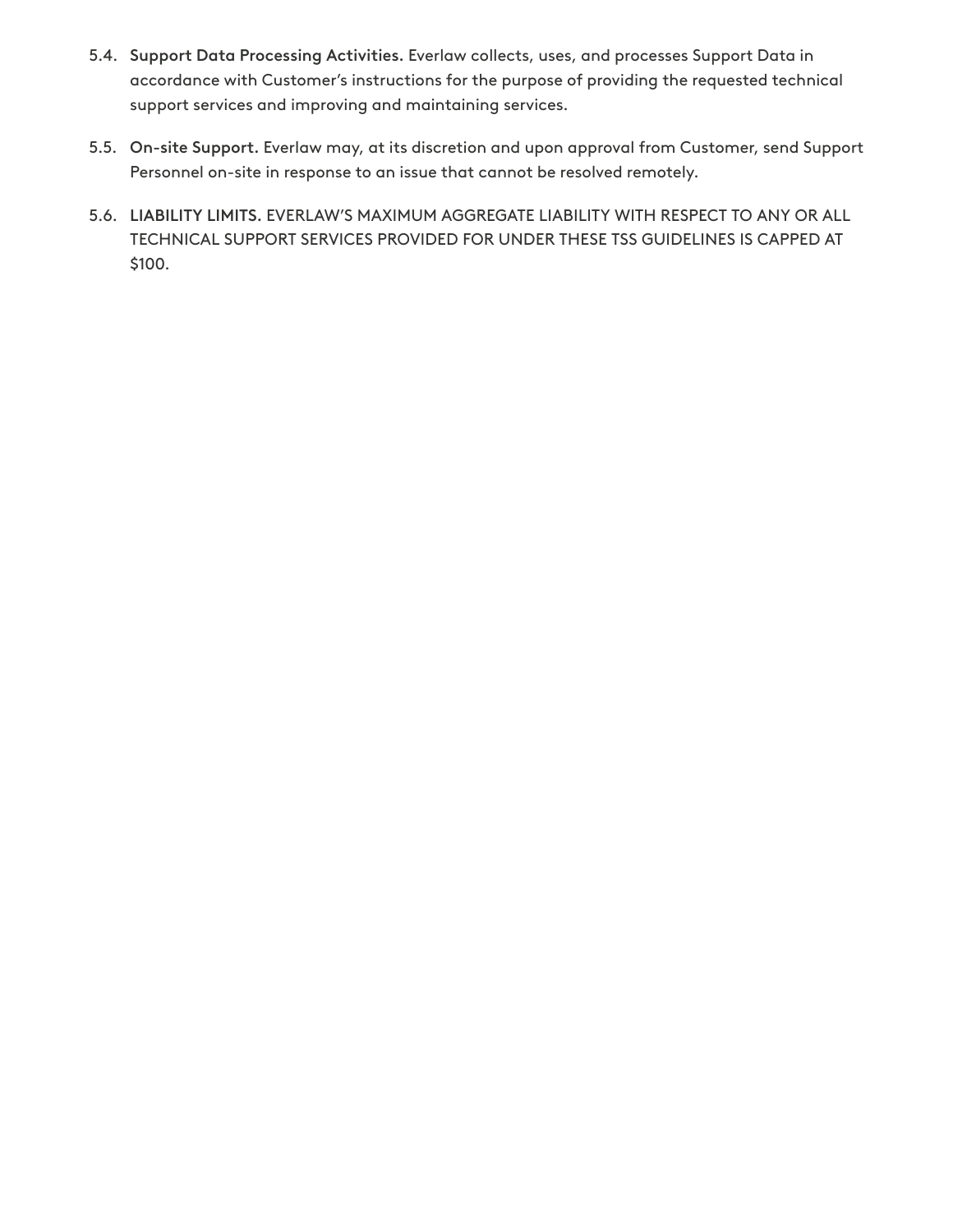5.4. **Support Data Processing Activities.** Everlaw collects, uses, and processes Support Data in accordance with Customer's instructions for the purpose of providing the requested technical support services and improving and maintaining services.

5.5. **On-site Support.** Everlaw may, at its discretion and upon approval from Customer, send Support Personnel on-site in response to an issue that cannot be resolved remotely.

5.6. **LIABILITY LIMITS.** EVERLAW'S MAXIMUM AGGREGATE LIABILITY WITH RESPECT TO ANY OR ALL TECHNICAL SUPPORT SERVICES PROVIDED FOR UNDER THESE TSS GUIDELINES IS CAPPED AT $100.